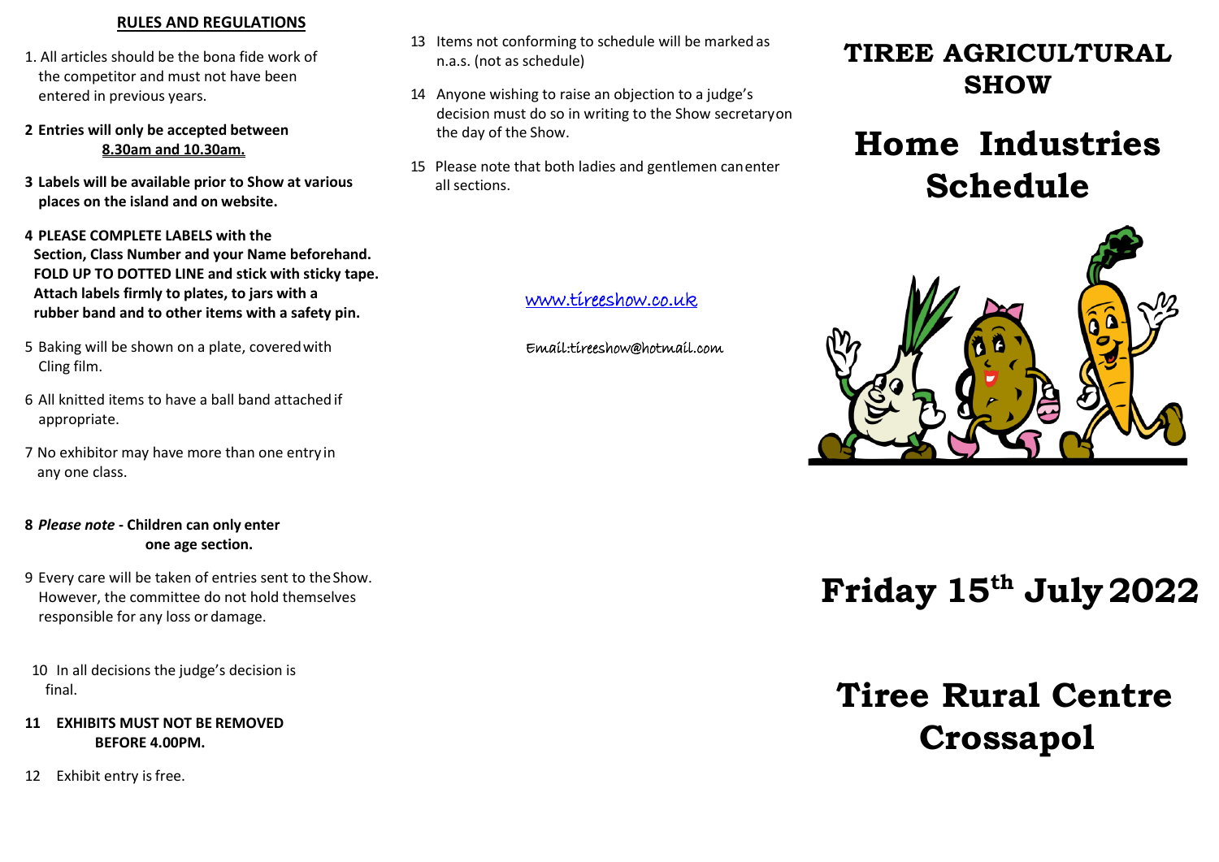## RULES AND REGULATIONS

1. All articles should be the bona fide work of the competitor and must not have been entered in previous years.

2 **Entries will only be accepted between <u>8.30am and 10.30am.</u>**

3 **Labels will be available prior to Show at various places on the island and on website.**

4 **PLEASE COMPLETE LABELS with the Section, Class Number and your Name beforehand. FOLD UP TO DOTTED LINE and stick with sticky tape. Attach labels firmly to plates, to jars with a rubber band and to other items with a safety pin.**

5 Baking will be shown on a plate, covered with Cling film.

6 All knitted items to have a ball band attached if appropriate.

7 No exhibitor may have more than one entry in any one class.

8 ***Please note*** **- Children can only enter one age section.**

9 Every care will be taken of entries sent to the Show. However, the committee do not hold themselves responsible for any loss or damage.

10 In all decisions the judge's decision is final.

11 **EXHIBITS MUST NOT BE REMOVED BEFORE 4.00PM.**

12 Exhibit entry is free.

13 Items not conforming to schedule will be marked as n.a.s. (not as schedule)

14 Anyone wishing to raise an objection to a judge's decision must do so in writing to the Show secretary on the day of the Show.

15 Please note that both ladies and gentlemen can enter all sections.

www.tireeshow.co.uk

Email:tireeshow@hotmail.com

# TIREE AGRICULTURAL SHOW

# Home Industries Schedule

# Friday 15th July 2022

# Tiree Rural Centre Crossapol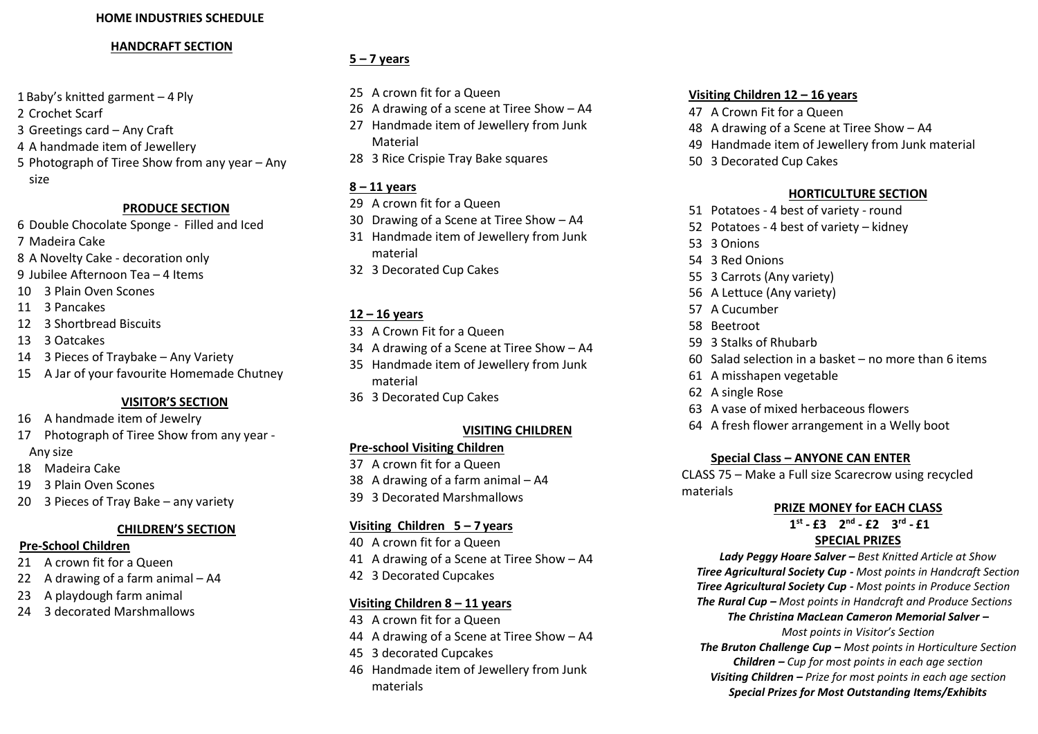# HOME INDUSTRIES SCHEDULE

## HANDCRAFT SECTION

1 Baby's knitted garment – 4 Ply
2 Crochet Scarf
3 Greetings card – Any Craft
4 A handmade item of Jewellery
5 Photograph of Tiree Show from any year – Any size

## PRODUCE SECTION

6 Double Chocolate Sponge - Filled and Iced
7 Madeira Cake
8 A Novelty Cake - decoration only
9 Jubilee Afternoon Tea – 4 Items
10 3 Plain Oven Scones
11 3 Pancakes
12 3 Shortbread Biscuits
13 3 Oatcakes
14 3 Pieces of Traybake – Any Variety
15 A Jar of your favourite Homemade Chutney

## VISITOR'S SECTION

16 A handmade item of Jewelry
17 Photograph of Tiree Show from any year - Any size
18 Madeira Cake
19 3 Plain Oven Scones
20 3 Pieces of Tray Bake – any variety

## CHILDREN'S SECTION

### Pre-School Children

21 A crown fit for a Queen
22 A drawing of a farm animal – A4
23 A playdough farm animal
24 3 decorated Marshmallows

### 5 – 7 years

25 A crown fit for a Queen
26 A drawing of a scene at Tiree Show – A4
27 Handmade item of Jewellery from Junk Material
28 3 Rice Crispie Tray Bake squares

### 8 – 11 years

29 A crown fit for a Queen
30 Drawing of a Scene at Tiree Show – A4
31 Handmade item of Jewellery from Junk material
32 3 Decorated Cup Cakes

### 12 – 16 years

33 A Crown Fit for a Queen
34 A drawing of a Scene at Tiree Show – A4
35 Handmade item of Jewellery from Junk material
36 3 Decorated Cup Cakes

## VISITING CHILDREN

### Pre-school Visiting Children

37 A crown fit for a Queen
38 A drawing of a farm animal – A4
39 3 Decorated Marshmallows

### Visiting Children 5 – 7 years

40 A crown fit for a Queen
41 A drawing of a Scene at Tiree Show – A4
42 3 Decorated Cupcakes

### Visiting Children 8 – 11 years

43 A crown fit for a Queen
44 A drawing of a Scene at Tiree Show – A4
45 3 decorated Cupcakes
46 Handmade item of Jewellery from Junk materials

### Visiting Children 12 – 16 years

47 A Crown Fit for a Queen
48 A drawing of a Scene at Tiree Show – A4
49 Handmade item of Jewellery from Junk material
50 3 Decorated Cup Cakes

## HORTICULTURE SECTION

51 Potatoes - 4 best of variety - round
52 Potatoes - 4 best of variety – kidney
53 3 Onions
54 3 Red Onions
55 3 Carrots (Any variety)
56 A Lettuce (Any variety)
57 A Cucumber
58 Beetroot
59 3 Stalks of Rhubarb
60 Salad selection in a basket – no more than 6 items
61 A misshapen vegetable
62 A single Rose
63 A vase of mixed herbaceous flowers
64 A fresh flower arrangement in a Welly boot

## Special Class – ANYONE CAN ENTER

CLASS 75 – Make a Full size Scarecrow using recycled materials

**PRIZE MONEY for EACH CLASS**

**1st - £3 2nd - £2 3rd - £1**

**SPECIAL PRIZES**

***Lady Peggy Hoare Salver** – Best Knitted Article at Show*
***Tiree Agricultural Society Cup** - Most points in Handcraft Section*
***Tiree Agricultural Society Cup** - Most points in Produce Section*
***The Rural Cup** – Most points in Handcraft and Produce Sections*
***The Christina MacLean Cameron Memorial Salver** – Most points in Visitor's Section*
***The Bruton Challenge Cup** – Most points in Horticulture Section*
***Children** – Cup for most points in each age section*
***Visiting Children** – Prize for most points in each age section*
***Special Prizes for Most Outstanding Items/Exhibits***